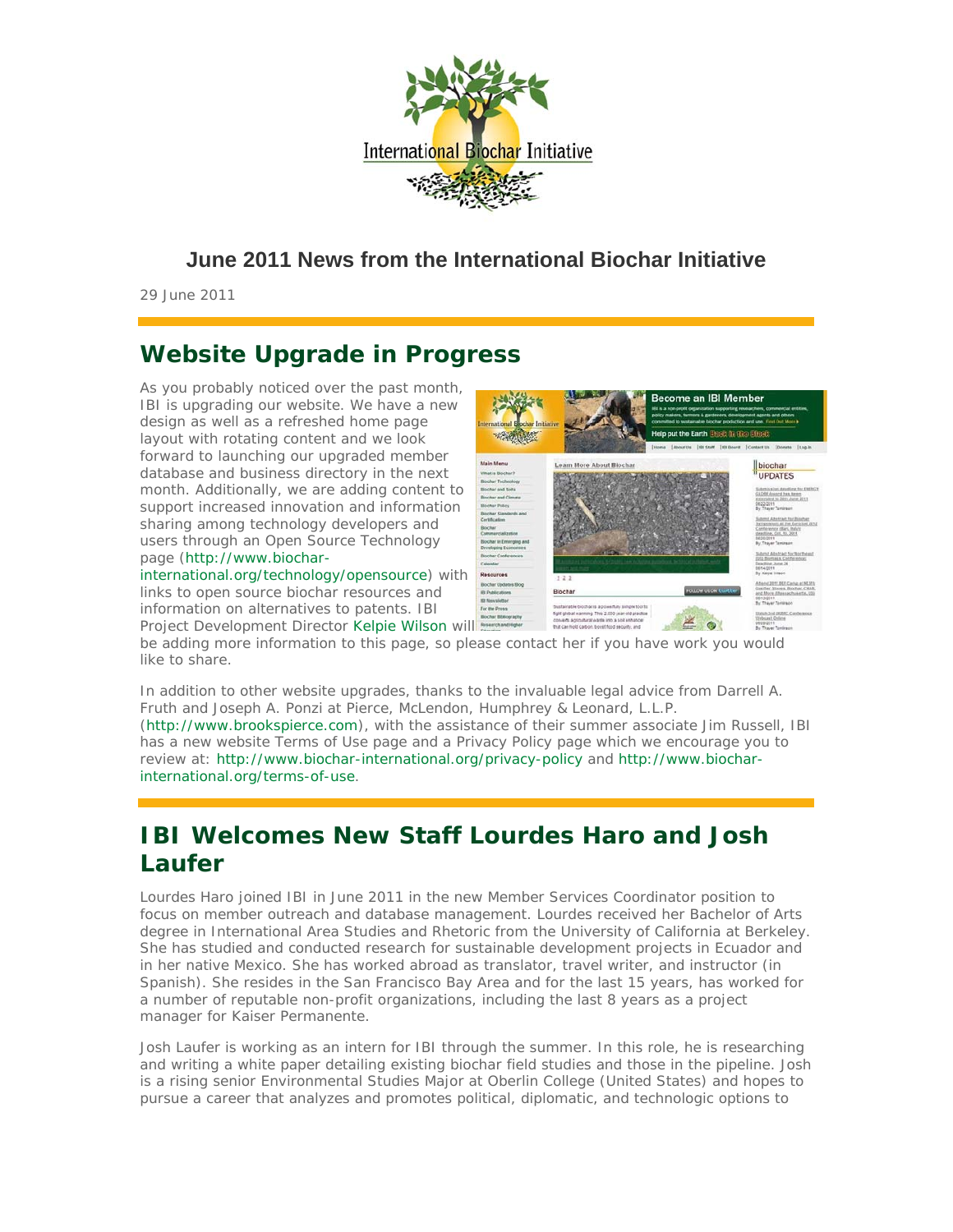## June 2011 News from the International Biochar Initiative

29 June 2011

## Website Upgrade in Progress

As you probably noticed over the past month, IBI is upgrading our website. We have a new design as well as a refreshed home page layout with rotating content and we look forward to launching our upgraded member database and business directory in the next month. Additionally, we are adding content to support increased innovation and information sharing among technology developers and users through an Open Source Technology page (http://www.biochar-international.org/technology/opensource) with links to open source biochar resources and information on alternatives to patents. IBI Project Development Director Kelpie Wilson will be adding more information to this page, so please contact her if you have work you would like to share.

In addition to other website upgrades, thanks to the invaluable legal advice from Darrell A. Fruth and Joseph A. Ponzi at Pierce, McLendon, Humphrey & Leonard, L.L.P. (http://www.brookspierce.com), with the assistance of their summer associate Jim Russell, IBI has a new website Terms of Use page and a Privacy Policy page which we encourage you to review at: http://www.biochar-international.org/privacy-policy and http://www.biochar-international.org/terms-of-use.

## IBI Welcomes New Staff Lourdes Haro and Josh Laufer

Lourdes Haro joined IBI in June 2011 in the new Member Services Coordinator position to focus on member outreach and database management. Lourdes received her Bachelor of Arts degree in International Area Studies and Rhetoric from the University of California at Berkeley. She has studied and conducted research for sustainable development projects in Ecuador and in her native Mexico. She has worked abroad as translator, travel writer, and instructor (in Spanish). She resides in the San Francisco Bay Area and for the last 15 years, has worked for a number of reputable non-profit organizations, including the last 8 years as a project manager for Kaiser Permanente.

Josh Laufer is working as an intern for IBI through the summer. In this role, he is researching and writing a white paper detailing existing biochar field studies and those in the pipeline. Josh is a rising senior Environmental Studies Major at Oberlin College (United States) and hopes to pursue a career that analyzes and promotes political, diplomatic, and technologic options to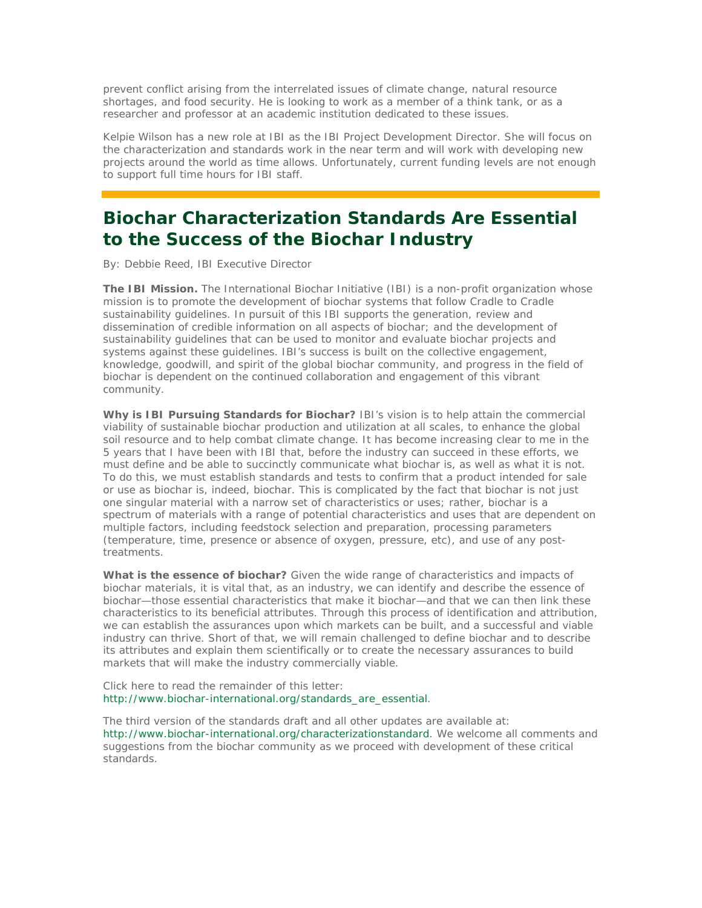prevent conflict arising from the interrelated issues of climate change, natural resource shortages, and food security. He is looking to work as a member of a think tank, or as a researcher and professor at an academic institution dedicated to these issues.

Kelpie Wilson has a new role at IBI as the IBI Project Development Director. She will focus on the characterization and standards work in the near term and will work with developing new projects around the world as time allows. Unfortunately, current funding levels are not enough to support full time hours for IBI staff.

## Biochar Characterization Standards Are Essential to the Success of the Biochar Industry

By: Debbie Reed, IBI Executive Director

**The IBI Mission.** The International Biochar Initiative (IBI) is a non-profit organization whose mission is to promote the development of biochar systems that follow Cradle to Cradle sustainability guidelines. In pursuit of this IBI supports the generation, review and dissemination of credible information on all aspects of biochar; and the development of sustainability guidelines that can be used to monitor and evaluate biochar projects and systems against these guidelines. IBI's success is built on the collective engagement, knowledge, goodwill, and spirit of the global biochar community, and progress in the field of biochar is dependent on the continued collaboration and engagement of this vibrant community.

**Why is IBI Pursuing Standards for Biochar?** IBI's vision is to help attain the commercial viability of sustainable biochar production and utilization at all scales, to enhance the global soil resource and to help combat climate change. It has become increasing clear to me in the 5 years that I have been with IBI that, before the industry can succeed in these efforts, we must define and be able to succinctly communicate what biochar is, as well as what it is not. To do this, we must establish standards and tests to confirm that a product intended for sale or use as biochar is, indeed, biochar. This is complicated by the fact that biochar is not just one singular material with a narrow set of characteristics or uses; rather, biochar is a spectrum of materials with a range of potential characteristics and uses that are dependent on multiple factors, including feedstock selection and preparation, processing parameters (temperature, time, presence or absence of oxygen, pressure, etc), and use of any post-treatments.

**What is the essence of biochar?** Given the wide range of characteristics and impacts of biochar materials, it is vital that, as an industry, we can identify and describe the essence of biochar—those essential characteristics that make it biochar—and that we can then link these characteristics to its beneficial attributes. Through this process of identification and attribution, we can establish the assurances upon which markets can be built, and a successful and viable industry can thrive. Short of that, we will remain challenged to define biochar and to describe its attributes and explain them scientifically or to create the necessary assurances to build markets that will make the industry commercially viable.

Click here to read the remainder of this letter:
http://www.biochar-international.org/standards_are_essential.

The third version of the standards draft and all other updates are available at: http://www.biochar-international.org/characterizationstandard. We welcome all comments and suggestions from the biochar community as we proceed with development of these critical standards.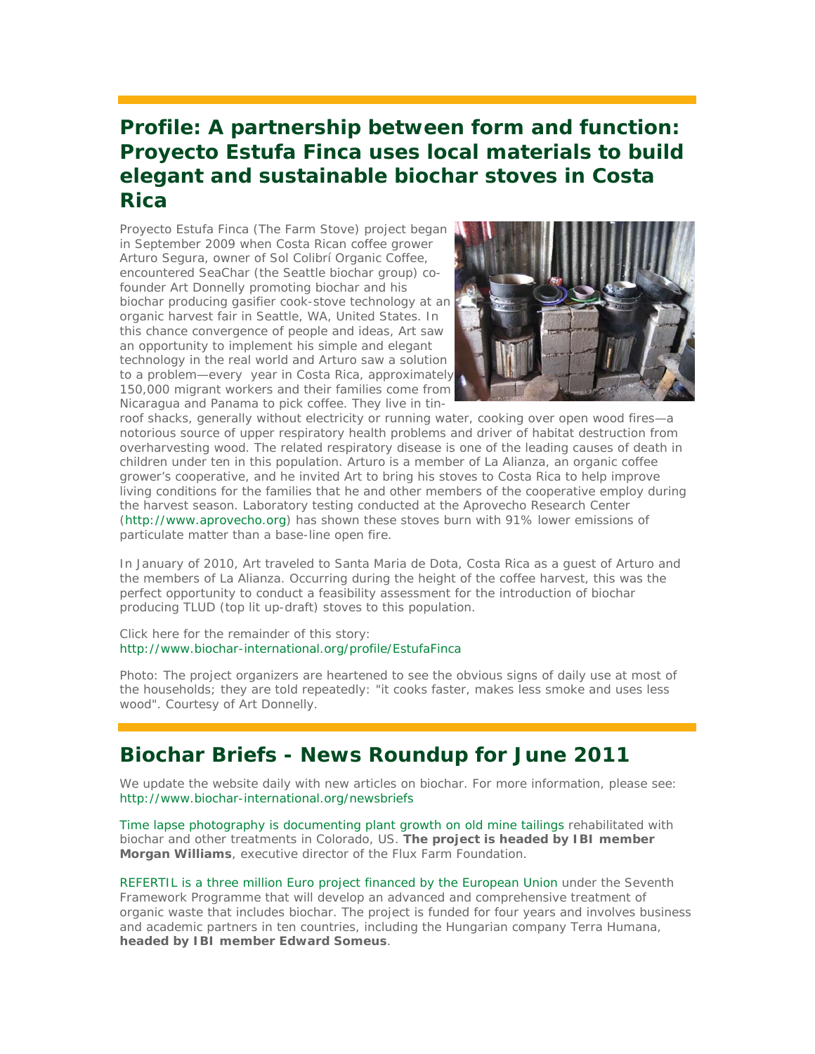## Profile: A partnership between form and function: Proyecto Estufa Finca uses local materials to build elegant and sustainable biochar stoves in Costa Rica

Proyecto Estufa Finca (The Farm Stove) project began in September 2009 when Costa Rican coffee grower Arturo Segura, owner of Sol Colibrí Organic Coffee, encountered SeaChar (the Seattle biochar group) co-founder Art Donnelly promoting biochar and his biochar producing gasifier cook-stove technology at an organic harvest fair in Seattle, WA, United States. In this chance convergence of people and ideas, Art saw an opportunity to implement his simple and elegant technology in the real world and Arturo saw a solution to a problem—every year in Costa Rica, approximately 150,000 migrant workers and their families come from Nicaragua and Panama to pick coffee. They live in tin-roof shacks, generally without electricity or running water, cooking over open wood fires—a notorious source of upper respiratory health problems and driver of habitat destruction from overharvesting wood. The related respiratory disease is one of the leading causes of death in children under ten in this population. Arturo is a member of La Alianza, an organic coffee grower's cooperative, and he invited Art to bring his stoves to Costa Rica to help improve living conditions for the families that he and other members of the cooperative employ during the harvest season. Laboratory testing conducted at the Aprovecho Research Center (http://www.aprovecho.org) has shown these stoves burn with 91% lower emissions of particulate matter than a base-line open fire.

In January of 2010, Art traveled to Santa Maria de Dota, Costa Rica as a guest of Arturo and the members of La Alianza. Occurring during the height of the coffee harvest, this was the perfect opportunity to conduct a feasibility assessment for the introduction of biochar producing TLUD (top lit up-draft) stoves to this population.

Click here for the remainder of this story:
http://www.biochar-international.org/profile/EstufaFinca

Photo: The project organizers are heartened to see the obvious signs of daily use at most of the households; they are told repeatedly: "it cooks faster, makes less smoke and uses less wood". Courtesy of Art Donnelly.

## Biochar Briefs - News Roundup for June 2011

We update the website daily with new articles on biochar. For more information, please see:
http://www.biochar-international.org/newsbriefs

Time lapse photography is documenting plant growth on old mine tailings rehabilitated with biochar and other treatments in Colorado, US. **The project is headed by IBI member Morgan Williams**, executive director of the Flux Farm Foundation.

REFERTIL is a three million Euro project financed by the European Union under the Seventh Framework Programme that will develop an advanced and comprehensive treatment of organic waste that includes biochar. The project is funded for four years and involves business and academic partners in ten countries, including the Hungarian company Terra Humana, **headed by IBI member Edward Someus**.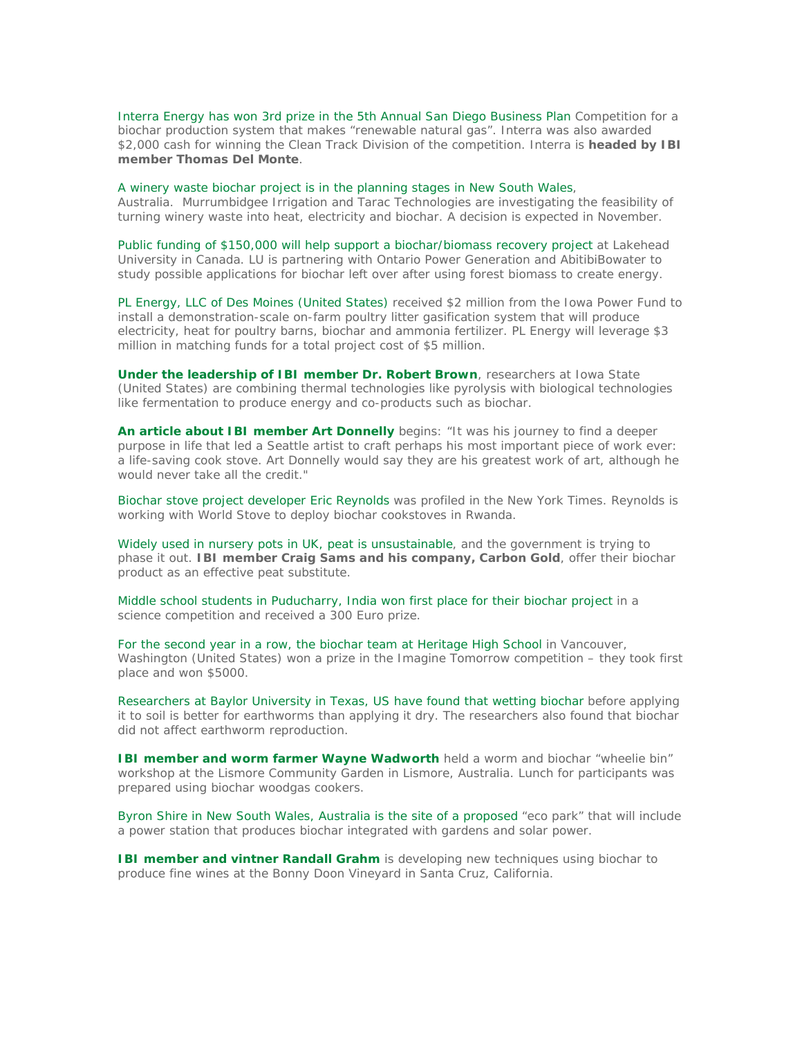Interra Energy has won 3rd prize in the 5th Annual San Diego Business Plan Competition for a biochar production system that makes "renewable natural gas". Interra was also awarded $2,000 cash for winning the Clean Track Division of the competition. Interra is **headed by IBI member Thomas Del Monte**.

A winery waste biochar project is in the planning stages in New South Wales, Australia. Murrumbidgee Irrigation and Tarac Technologies are investigating the feasibility of turning winery waste into heat, electricity and biochar. A decision is expected in November.

Public funding of $150,000 will help support a biochar/biomass recovery project at Lakehead University in Canada. LU is partnering with Ontario Power Generation and AbitibiBowater to study possible applications for biochar left over after using forest biomass to create energy.

PL Energy, LLC of Des Moines (United States) received $2 million from the Iowa Power Fund to install a demonstration-scale on-farm poultry litter gasification system that will produce electricity, heat for poultry barns, biochar and ammonia fertilizer. PL Energy will leverage $3 million in matching funds for a total project cost of $5 million.

**Under the leadership of IBI member Dr. Robert Brown**, researchers at Iowa State (United States) are combining thermal technologies like pyrolysis with biological technologies like fermentation to produce energy and co-products such as biochar.

**An article about IBI member Art Donnelly** begins: "It was his journey to find a deeper purpose in life that led a Seattle artist to craft perhaps his most important piece of work ever: a life-saving cook stove. Art Donnelly would say they are his greatest work of art, although he would never take all the credit."

Biochar stove project developer Eric Reynolds was profiled in the New York Times. Reynolds is working with World Stove to deploy biochar cookstoves in Rwanda.

Widely used in nursery pots in UK, peat is unsustainable, and the government is trying to phase it out. **IBI member Craig Sams and his company, Carbon Gold**, offer their biochar product as an effective peat substitute.

Middle school students in Puducharry, India won first place for their biochar project in a science competition and received a 300 Euro prize.

For the second year in a row, the biochar team at Heritage High School in Vancouver, Washington (United States) won a prize in the Imagine Tomorrow competition – they took first place and won $5000.

Researchers at Baylor University in Texas, US have found that wetting biochar before applying it to soil is better for earthworms than applying it dry. The researchers also found that biochar did not affect earthworm reproduction.

**IBI member and worm farmer Wayne Wadworth** held a worm and biochar "wheelie bin" workshop at the Lismore Community Garden in Lismore, Australia. Lunch for participants was prepared using biochar woodgas cookers.

Byron Shire in New South Wales, Australia is the site of a proposed "eco park" that will include a power station that produces biochar integrated with gardens and solar power.

**IBI member and vintner Randall Grahm** is developing new techniques using biochar to produce fine wines at the Bonny Doon Vineyard in Santa Cruz, California.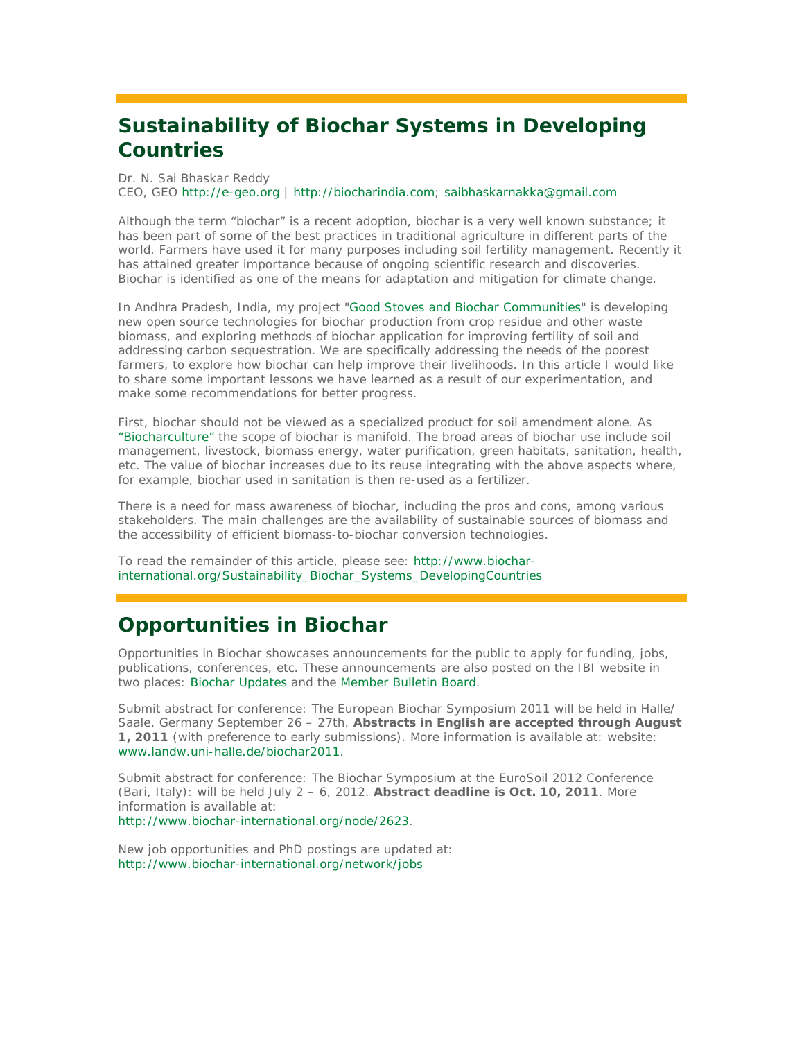## Sustainability of Biochar Systems in Developing Countries

Dr. N. Sai Bhaskar Reddy
CEO, GEO http://e-geo.org | http://biocharindia.com; saibhaskarnakka@gmail.com

Although the term "biochar" is a recent adoption, biochar is a very well known substance; it has been part of some of the best practices in traditional agriculture in different parts of the world. Farmers have used it for many purposes including soil fertility management. Recently it has attained greater importance because of ongoing scientific research and discoveries. Biochar is identified as one of the means for adaptation and mitigation for climate change.

In Andhra Pradesh, India, my project "Good Stoves and Biochar Communities" is developing new open source technologies for biochar production from crop residue and other waste biomass, and exploring methods of biochar application for improving fertility of soil and addressing carbon sequestration. We are specifically addressing the needs of the poorest farmers, to explore how biochar can help improve their livelihoods. In this article I would like to share some important lessons we have learned as a result of our experimentation, and make some recommendations for better progress.

First, biochar should not be viewed as a specialized product for soil amendment alone. As "Biocharculture" the scope of biochar is manifold. The broad areas of biochar use include soil management, livestock, biomass energy, water purification, green habitats, sanitation, health, etc. The value of biochar increases due to its reuse integrating with the above aspects where, for example, biochar used in sanitation is then re-used as a fertilizer.

There is a need for mass awareness of biochar, including the pros and cons, among various stakeholders. The main challenges are the availability of sustainable sources of biomass and the accessibility of efficient biomass-to-biochar conversion technologies.

To read the remainder of this article, please see: http://www.biochar-international.org/Sustainability_Biochar_Systems_DevelopingCountries

## Opportunities in Biochar

Opportunities in Biochar showcases announcements for the public to apply for funding, jobs, publications, conferences, etc. These announcements are also posted on the IBI website in two places: Biochar Updates and the Member Bulletin Board.

Submit abstract for conference: The European Biochar Symposium 2011 will be held in Halle/Saale, Germany September 26 – 27th. **Abstracts in English are accepted through August 1, 2011** (with preference to early submissions). More information is available at: website: www.landw.uni-halle.de/biochar2011.

Submit abstract for conference: The Biochar Symposium at the EuroSoil 2012 Conference (Bari, Italy): will be held July 2 – 6, 2012. **Abstract deadline is Oct. 10, 2011**. More information is available at:
http://www.biochar-international.org/node/2623.

New job opportunities and PhD postings are updated at:
http://www.biochar-international.org/network/jobs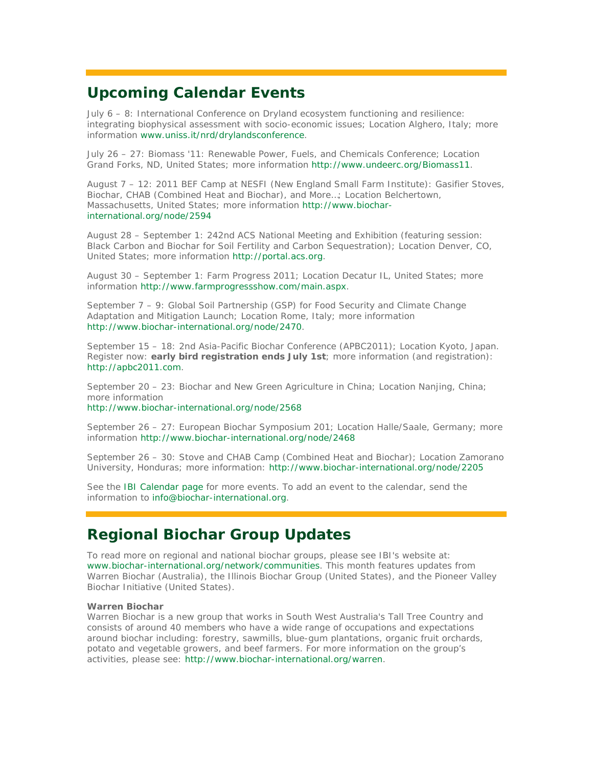## Upcoming Calendar Events

July 6 – 8: International Conference on Dryland ecosystem functioning and resilience: integrating biophysical assessment with socio-economic issues; Location Alghero, Italy; more information www.uniss.it/nrd/drylandsconference.

July 26 – 27: Biomass '11: Renewable Power, Fuels, and Chemicals Conference; Location Grand Forks, ND, United States; more information http://www.undeerc.org/Biomass11.

August 7 – 12: 2011 BEF Camp at NESFI (New England Small Farm Institute): Gasifier Stoves, Biochar, CHAB (Combined Heat and Biochar), and More…; Location Belchertown, Massachusetts, United States; more information http://www.biochar-international.org/node/2594

August 28 – September 1: 242nd ACS National Meeting and Exhibition (featuring session: Black Carbon and Biochar for Soil Fertility and Carbon Sequestration); Location Denver, CO, United States; more information http://portal.acs.org.

August 30 – September 1: Farm Progress 2011; Location Decatur IL, United States; more information http://www.farmprogressshow.com/main.aspx.

September 7 – 9: Global Soil Partnership (GSP) for Food Security and Climate Change Adaptation and Mitigation Launch; Location Rome, Italy; more information http://www.biochar-international.org/node/2470.

September 15 – 18: 2nd Asia-Pacific Biochar Conference (APBC2011); Location Kyoto, Japan. Register now: **early bird registration ends July 1st**; more information (and registration): http://apbc2011.com.

September 20 – 23: Biochar and New Green Agriculture in China; Location Nanjing, China; more information
http://www.biochar-international.org/node/2568

September 26 – 27: European Biochar Symposium 201; Location Halle/Saale, Germany; more information http://www.biochar-international.org/node/2468

September 26 – 30: Stove and CHAB Camp (Combined Heat and Biochar); Location Zamorano University, Honduras; more information: http://www.biochar-international.org/node/2205

See the IBI Calendar page for more events. To add an event to the calendar, send the information to info@biochar-international.org.

## Regional Biochar Group Updates

To read more on regional and national biochar groups, please see IBI's website at: www.biochar-international.org/network/communities. This month features updates from Warren Biochar (Australia), the Illinois Biochar Group (United States), and the Pioneer Valley Biochar Initiative (United States).

**Warren Biochar**
Warren Biochar is a new group that works in South West Australia's Tall Tree Country and consists of around 40 members who have a wide range of occupations and expectations around biochar including: forestry, sawmills, blue-gum plantations, organic fruit orchards, potato and vegetable growers, and beef farmers. For more information on the group's activities, please see: http://www.biochar-international.org/warren.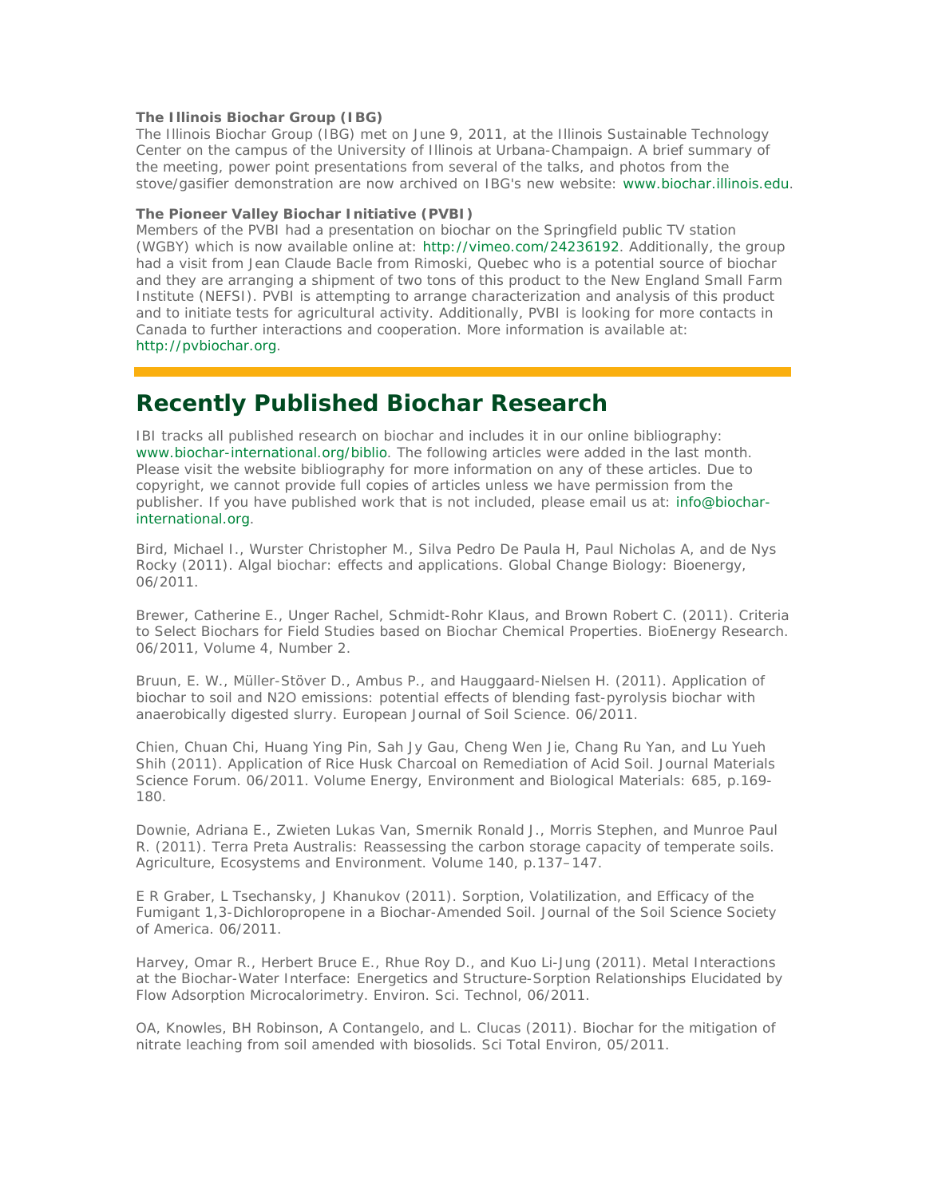**The Illinois Biochar Group (IBG)**
The Illinois Biochar Group (IBG) met on June 9, 2011, at the Illinois Sustainable Technology Center on the campus of the University of Illinois at Urbana-Champaign. A brief summary of the meeting, power point presentations from several of the talks, and photos from the stove/gasifier demonstration are now archived on IBG's new website: www.biochar.illinois.edu.

**The Pioneer Valley Biochar Initiative (PVBI)**
Members of the PVBI had a presentation on biochar on the Springfield public TV station (WGBY) which is now available online at: http://vimeo.com/24236192. Additionally, the group had a visit from Jean Claude Bacle from Rimoski, Quebec who is a potential source of biochar and they are arranging a shipment of two tons of this product to the New England Small Farm Institute (NEFSI). PVBI is attempting to arrange characterization and analysis of this product and to initiate tests for agricultural activity. Additionally, PVBI is looking for more contacts in Canada to further interactions and cooperation. More information is available at: http://pvbiochar.org.

## Recently Published Biochar Research

IBI tracks all published research on biochar and includes it in our online bibliography: www.biochar-international.org/biblio. The following articles were added in the last month. Please visit the website bibliography for more information on any of these articles. Due to copyright, we cannot provide full copies of articles unless we have permission from the publisher. If you have published work that is not included, please email us at: info@biochar-international.org.

Bird, Michael I., Wurster Christopher M., Silva Pedro De Paula H, Paul Nicholas A, and de Nys Rocky (2011). Algal biochar: effects and applications. Global Change Biology: Bioenergy, 06/2011.

Brewer, Catherine E., Unger Rachel, Schmidt-Rohr Klaus, and Brown Robert C. (2011). Criteria to Select Biochars for Field Studies based on Biochar Chemical Properties. BioEnergy Research. 06/2011, Volume 4, Number 2.

Bruun, E. W., Müller-Stöver D., Ambus P., and Hauggaard-Nielsen H. (2011). Application of biochar to soil and N2O emissions: potential effects of blending fast-pyrolysis biochar with anaerobically digested slurry. European Journal of Soil Science. 06/2011.

Chien, Chuan Chi, Huang Ying Pin, Sah Jy Gau, Cheng Wen Jie, Chang Ru Yan, and Lu Yueh Shih (2011). Application of Rice Husk Charcoal on Remediation of Acid Soil. Journal Materials Science Forum. 06/2011. Volume Energy, Environment and Biological Materials: 685, p.169-180.

Downie, Adriana E., Zwieten Lukas Van, Smernik Ronald J., Morris Stephen, and Munroe Paul R. (2011). Terra Preta Australis: Reassessing the carbon storage capacity of temperate soils. Agriculture, Ecosystems and Environment. Volume 140, p.137–147.

E R Graber, L Tsechansky, J Khanukov (2011). Sorption, Volatilization, and Efficacy of the Fumigant 1,3-Dichloropropene in a Biochar-Amended Soil. Journal of the Soil Science Society of America. 06/2011.

Harvey, Omar R., Herbert Bruce E., Rhue Roy D., and Kuo Li-Jung (2011). Metal Interactions at the Biochar-Water Interface: Energetics and Structure-Sorption Relationships Elucidated by Flow Adsorption Microcalorimetry. Environ. Sci. Technol, 06/2011.

OA, Knowles, BH Robinson, A Contangelo, and L. Clucas (2011). Biochar for the mitigation of nitrate leaching from soil amended with biosolids. Sci Total Environ, 05/2011.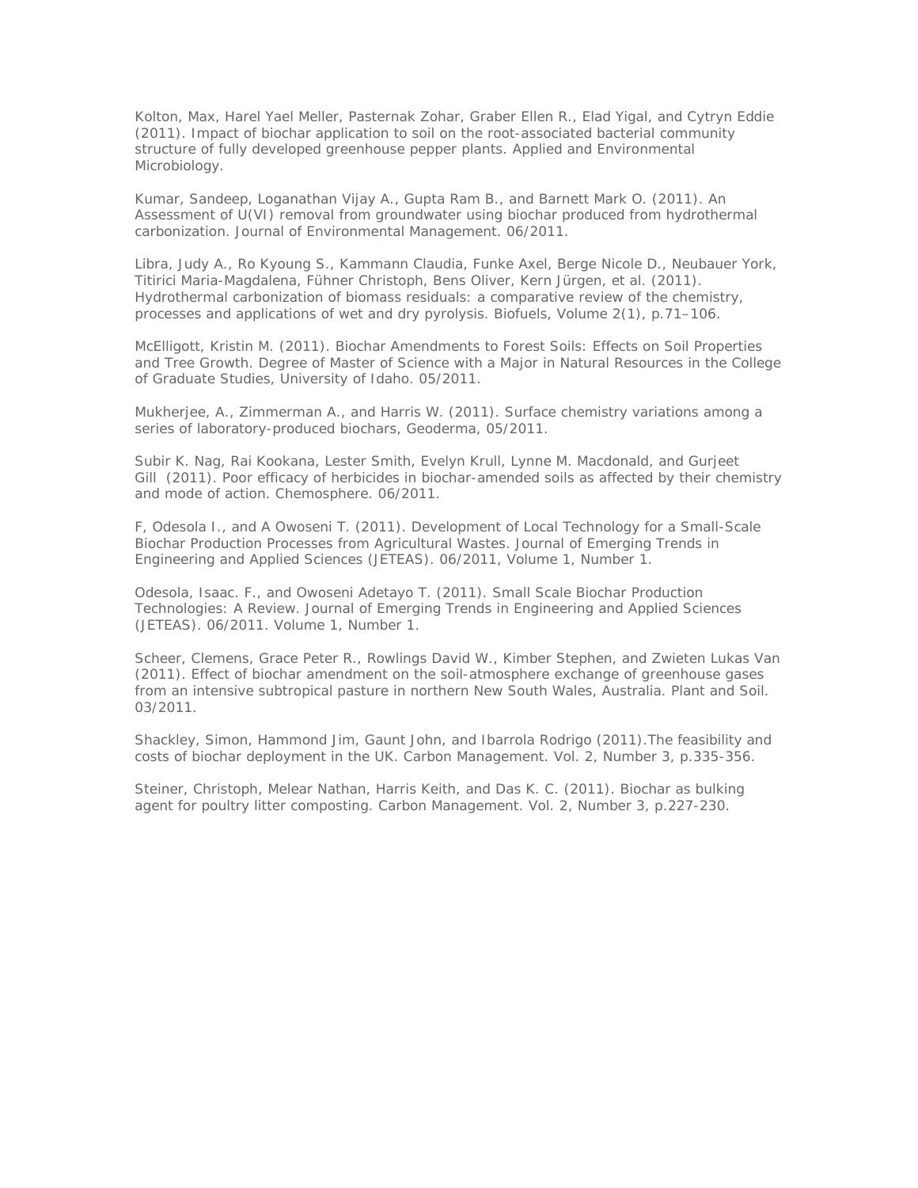Kolton, Max, Harel Yael Meller, Pasternak Zohar, Graber Ellen R., Elad Yigal, and Cytryn Eddie (2011). Impact of biochar application to soil on the root-associated bacterial community structure of fully developed greenhouse pepper plants. Applied and Environmental Microbiology.

Kumar, Sandeep, Loganathan Vijay A., Gupta Ram B., and Barnett Mark O. (2011). An Assessment of U(VI) removal from groundwater using biochar produced from hydrothermal carbonization. Journal of Environmental Management. 06/2011.

Libra, Judy A., Ro Kyoung S., Kammann Claudia, Funke Axel, Berge Nicole D., Neubauer York, Titirici Maria-Magdalena, Fühner Christoph, Bens Oliver, Kern Jürgen, et al. (2011). Hydrothermal carbonization of biomass residuals: a comparative review of the chemistry, processes and applications of wet and dry pyrolysis. Biofuels, Volume 2(1), p.71–106.

McElligott, Kristin M. (2011). Biochar Amendments to Forest Soils: Effects on Soil Properties and Tree Growth. Degree of Master of Science with a Major in Natural Resources in the College of Graduate Studies, University of Idaho. 05/2011.

Mukherjee, A., Zimmerman A., and Harris W. (2011). Surface chemistry variations among a series of laboratory-produced biochars, Geoderma, 05/2011.

Subir K. Nag, Rai Kookana, Lester Smith, Evelyn Krull, Lynne M. Macdonald, and Gurjeet Gill (2011). Poor efficacy of herbicides in biochar-amended soils as affected by their chemistry and mode of action. Chemosphere. 06/2011.

F, Odesola I., and A Owoseni T. (2011). Development of Local Technology for a Small-Scale Biochar Production Processes from Agricultural Wastes. Journal of Emerging Trends in Engineering and Applied Sciences (JETEAS). 06/2011, Volume 1, Number 1.

Odesola, Isaac. F., and Owoseni Adetayo T. (2011). Small Scale Biochar Production Technologies: A Review. Journal of Emerging Trends in Engineering and Applied Sciences (JETEAS). 06/2011. Volume 1, Number 1.

Scheer, Clemens, Grace Peter R., Rowlings David W., Kimber Stephen, and Zwieten Lukas Van (2011). Effect of biochar amendment on the soil-atmosphere exchange of greenhouse gases from an intensive subtropical pasture in northern New South Wales, Australia. Plant and Soil. 03/2011.

Shackley, Simon, Hammond Jim, Gaunt John, and Ibarrola Rodrigo (2011).The feasibility and costs of biochar deployment in the UK. Carbon Management. Vol. 2, Number 3, p.335-356.

Steiner, Christoph, Melear Nathan, Harris Keith, and Das K. C. (2011). Biochar as bulking agent for poultry litter composting. Carbon Management. Vol. 2, Number 3, p.227-230.